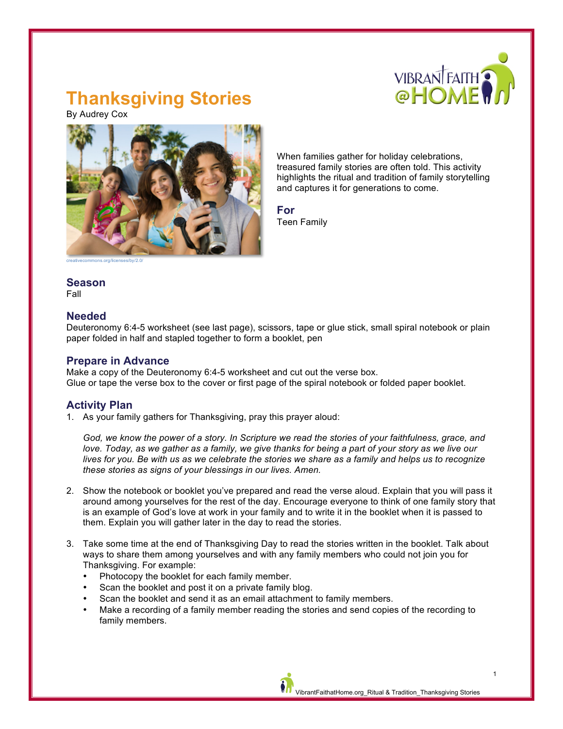# Thanksgiving Stories

By Audrey Cox

creativecommons.org/licenses/by/2.0/

When families gather for holiday celebrations, treasured family stories are often told. This activity highlights the ritual and tradition of family storytelling and captures it for generations to come.

## For

Teen Family

## Season

Fall

## Needed

Deuteronomy 6:4-5 worksheet (see last page), scissors, tape or glue stick, small spiral notebook or plain paper folded in half and stapled together to form a booklet, pen

## Prepare in Advance

Make a copy of the Deuteronomy 6:4-5 worksheet and cut out the verse box.
Glue or tape the verse box to the cover or first page of the spiral notebook or folded paper booklet.

## Activity Plan

1. As your family gathers for Thanksgiving, pray this prayer aloud:

   *God, we know the power of a story. In Scripture we read the stories of your faithfulness, grace, and love. Today, as we gather as a family, we give thanks for being a part of your story as we live our lives for you. Be with us as we celebrate the stories we share as a family and helps us to recognize these stories as signs of your blessings in our lives. Amen.*

2. Show the notebook or booklet you've prepared and read the verse aloud. Explain that you will pass it around among yourselves for the rest of the day. Encourage everyone to think of one family story that is an example of God's love at work in your family and to write it in the booklet when it is passed to them. Explain you will gather later in the day to read the stories.

3. Take some time at the end of Thanksgiving Day to read the stories written in the booklet. Talk about ways to share them among yourselves and with any family members who could not join you for Thanksgiving. For example:
   - Photocopy the booklet for each family member.
   - Scan the booklet and post it on a private family blog.
   - Scan the booklet and send it as an email attachment to family members.
   - Make a recording of a family member reading the stories and send copies of the recording to family members.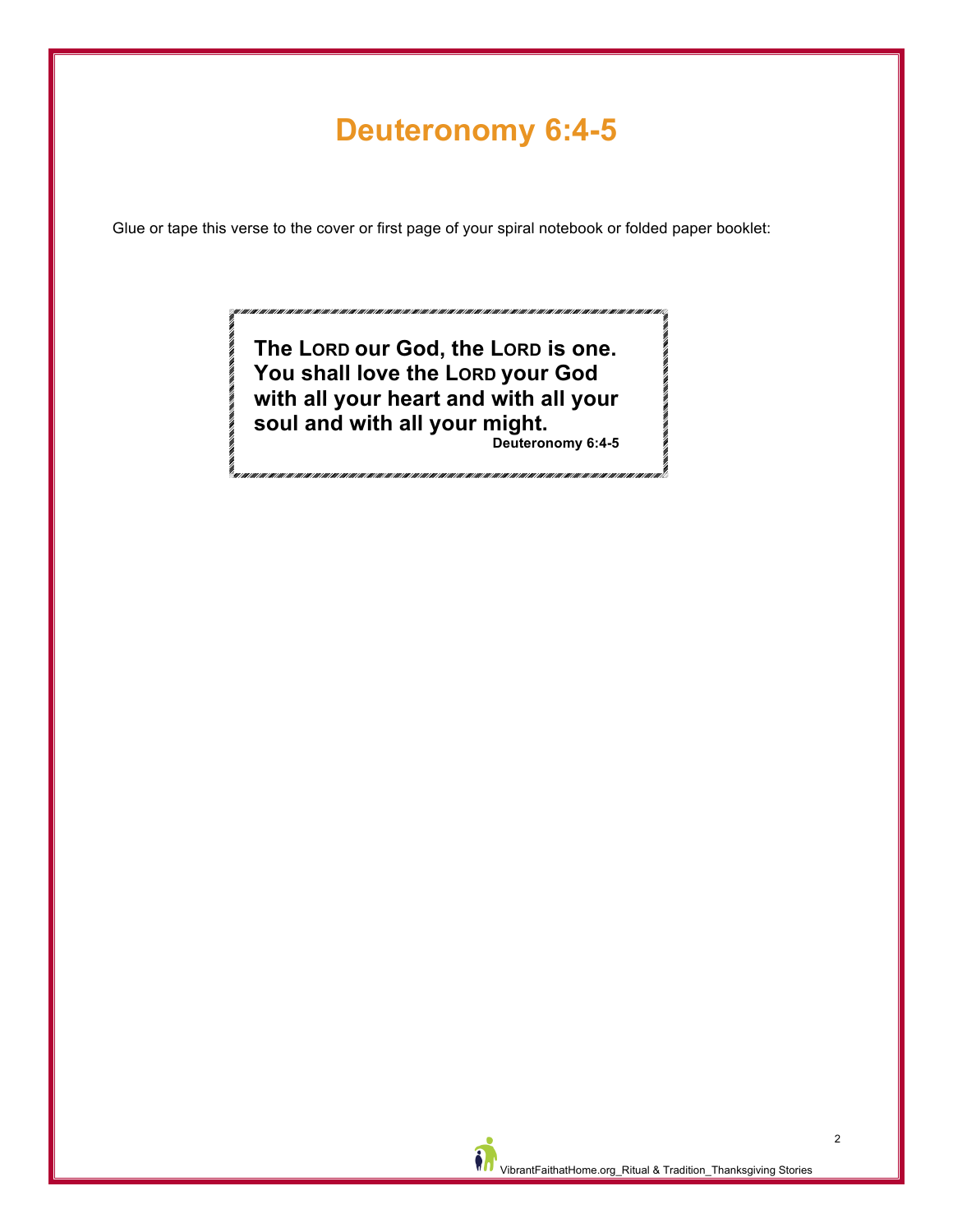# Deuteronomy 6:4-5

Glue or tape this verse to the cover or first page of your spiral notebook or folded paper booklet:

**The LORD our God, the LORD is one. You shall love the LORD your God with all your heart and with all your soul and with all your might.**

**Deuteronomy 6:4-5**